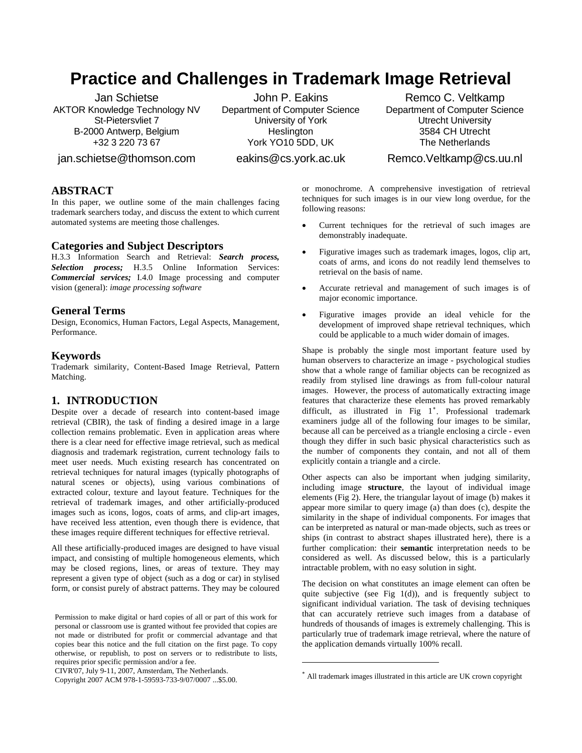# Practice and Challenges in Trademark Image Retrieval

Jan Schietse
AKTOR Knowledge Technology NV
St-Pietersvliet 7
B-2000 Antwerp, Belgium
+32 3 220 73 67
jan.schietse@thomson.com

John P. Eakins
Department of Computer Science
University of York
Heslington
York YO10 5DD, UK
eakins@cs.york.ac.uk

Remco C. Veltkamp
Department of Computer Science
Utrecht University
3584 CH Utrecht
The Netherlands
Remco.Veltkamp@cs.uu.nl

## ABSTRACT

In this paper, we outline some of the main challenges facing trademark searchers today, and discuss the extent to which current automated systems are meeting those challenges.

## Categories and Subject Descriptors

H.3.3 Information Search and Retrieval: ***Search process, Selection process;*** H.3.5 Online Information Services: ***Commercial services;*** I.4.0 Image processing and computer vision (general): *image processing software*

## General Terms

Design, Economics, Human Factors, Legal Aspects, Management, Performance.

## Keywords

Trademark similarity, Content-Based Image Retrieval, Pattern Matching.

## 1. INTRODUCTION

Despite over a decade of research into content-based image retrieval (CBIR), the task of finding a desired image in a large collection remains problematic. Even in application areas where there is a clear need for effective image retrieval, such as medical diagnosis and trademark registration, current technology fails to meet user needs. Much existing research has concentrated on retrieval techniques for natural images (typically photographs of natural scenes or objects), using various combinations of extracted colour, texture and layout feature. Techniques for the retrieval of trademark images, and other artificially-produced images such as icons, logos, coats of arms, and clip-art images, have received less attention, even though there is evidence, that these images require different techniques for effective retrieval.

All these artificially-produced images are designed to have visual impact, and consisting of multiple homogeneous elements, which may be closed regions, lines, or areas of texture. They may represent a given type of object (such as a dog or car) in stylised form, or consist purely of abstract patterns. They may be coloured or monochrome. A comprehensive investigation of retrieval techniques for such images is in our view long overdue, for the following reasons:

- Current techniques for the retrieval of such images are demonstrably inadequate.
- Figurative images such as trademark images, logos, clip art, coats of arms, and icons do not readily lend themselves to retrieval on the basis of name.
- Accurate retrieval and management of such images is of major economic importance.
- Figurative images provide an ideal vehicle for the development of improved shape retrieval techniques, which could be applicable to a much wider domain of images.

Shape is probably the single most important feature used by human observers to characterize an image - psychological studies show that a whole range of familiar objects can be recognized as readily from stylised line drawings as from full-colour natural images. However, the process of automatically extracting image features that characterize these elements has proved remarkably difficult, as illustrated in Fig 1[*]. Professional trademark examiners judge all of the following four images to be similar, because all can be perceived as a triangle enclosing a circle - even though they differ in such basic physical characteristics such as the number of components they contain, and not all of them explicitly contain a triangle and a circle.

Other aspects can also be important when judging similarity, including image **structure**, the layout of individual image elements (Fig 2). Here, the triangular layout of image (b) makes it appear more similar to query image (a) than does (c), despite the similarity in the shape of individual components. For images that can be interpreted as natural or man-made objects, such as trees or ships (in contrast to abstract shapes illustrated here), there is a further complication: their **semantic** interpretation needs to be considered as well. As discussed below, this is a particularly intractable problem, with no easy solution in sight.

The decision on what constitutes an image element can often be quite subjective (see Fig 1(d)), and is frequently subject to significant individual variation. The task of devising techniques that can accurately retrieve such images from a database of hundreds of thousands of images is extremely challenging. This is particularly true of trademark image retrieval, where the nature of the application demands virtually 100% recall.

Permission to make digital or hard copies of all or part of this work for personal or classroom use is granted without fee provided that copies are not made or distributed for profit or commercial advantage and that copies bear this notice and the full citation on the first page. To copy otherwise, or republish, to post on servers or to redistribute to lists, requires prior specific permission and/or a fee.
CIVR'07, July 9-11, 2007, Amsterdam, The Netherlands.
Copyright 2007 ACM 978-1-59593-733-9/07/0007 ...$5.00.

[*] All trademark images illustrated in this article are UK crown copyright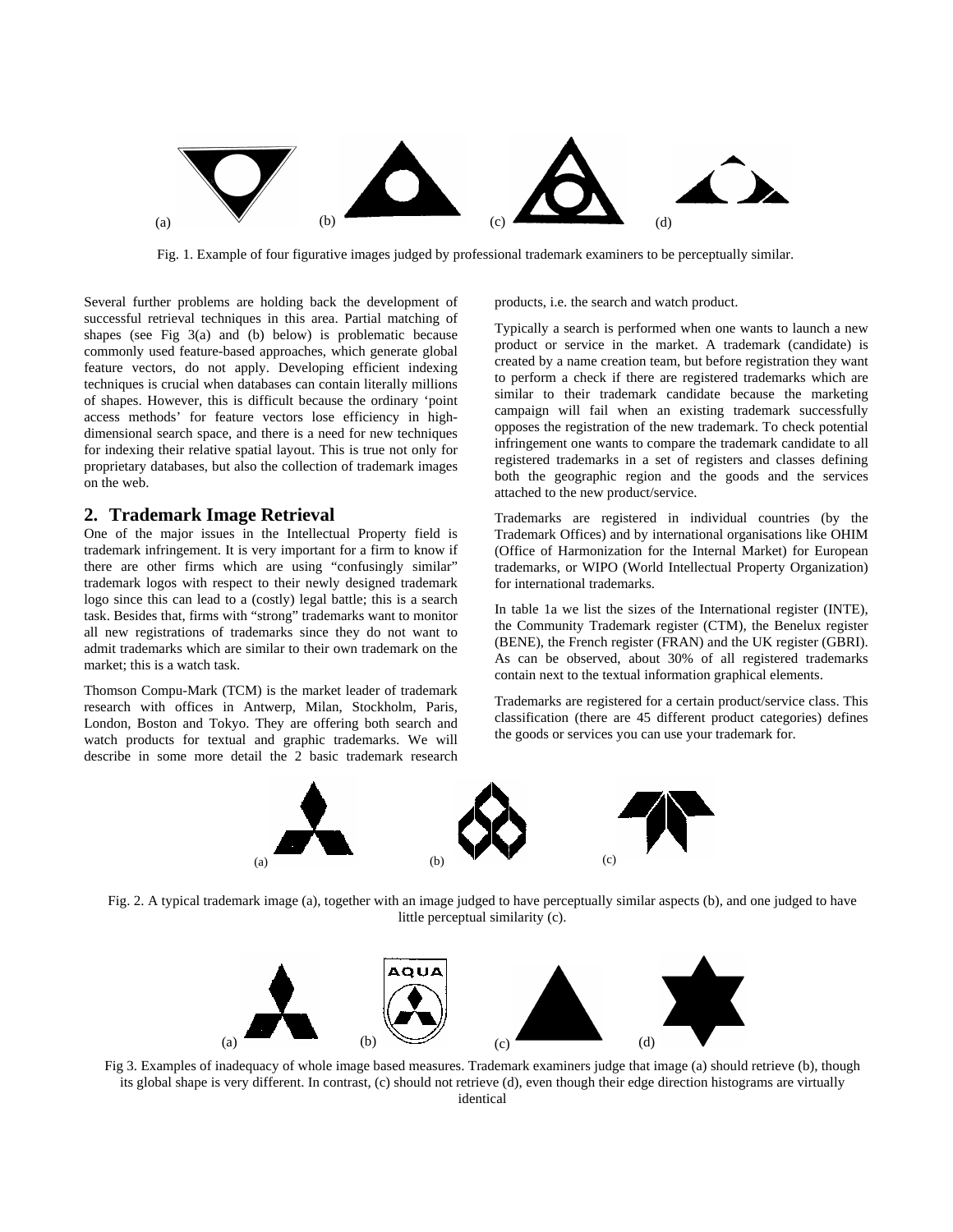(a) (b) (c) (d)

Fig. 1. Example of four figurative images judged by professional trademark examiners to be perceptually similar.

Several further problems are holding back the development of successful retrieval techniques in this area. Partial matching of shapes (see Fig 3(a) and (b) below) is problematic because commonly used feature-based approaches, which generate global feature vectors, do not apply. Developing efficient indexing techniques is crucial when databases can contain literally millions of shapes. However, this is difficult because the ordinary 'point access methods' for feature vectors lose efficiency in high-dimensional search space, and there is a need for new techniques for indexing their relative spatial layout. This is true not only for proprietary databases, but also the collection of trademark images on the web.

## 2. Trademark Image Retrieval

One of the major issues in the Intellectual Property field is trademark infringement. It is very important for a firm to know if there are other firms which are using "confusingly similar" trademark logos with respect to their newly designed trademark logo since this can lead to a (costly) legal battle; this is a search task. Besides that, firms with "strong" trademarks want to monitor all new registrations of trademarks since they do not want to admit trademarks which are similar to their own trademark on the market; this is a watch task.

Thomson Compu-Mark (TCM) is the market leader of trademark research with offices in Antwerp, Milan, Stockholm, Paris, London, Boston and Tokyo. They are offering both search and watch products for textual and graphic trademarks. We will describe in some more detail the 2 basic trademark research products, i.e. the search and watch product.

Typically a search is performed when one wants to launch a new product or service in the market. A trademark (candidate) is created by a name creation team, but before registration they want to perform a check if there are registered trademarks which are similar to their trademark candidate because the marketing campaign will fail when an existing trademark successfully opposes the registration of the new trademark. To check potential infringement one wants to compare the trademark candidate to all registered trademarks in a set of registers and classes defining both the geographic region and the goods and the services attached to the new product/service.

Trademarks are registered in individual countries (by the Trademark Offices) and by international organisations like OHIM (Office of Harmonization for the Internal Market) for European trademarks, or WIPO (World Intellectual Property Organization) for international trademarks.

In table 1a we list the sizes of the International register (INTE), the Community Trademark register (CTM), the Benelux register (BENE), the French register (FRAN) and the UK register (GBRI). As can be observed, about 30% of all registered trademarks contain next to the textual information graphical elements.

Trademarks are registered for a certain product/service class. This classification (there are 45 different product categories) defines the goods or services you can use your trademark for.

(a) (b) (c)

Fig. 2. A typical trademark image (a), together with an image judged to have perceptually similar aspects (b), and one judged to have little perceptual similarity (c).

(a) (b) (c) (d)

Fig 3. Examples of inadequacy of whole image based measures. Trademark examiners judge that image (a) should retrieve (b), though its global shape is very different. In contrast, (c) should not retrieve (d), even though their edge direction histograms are virtually identical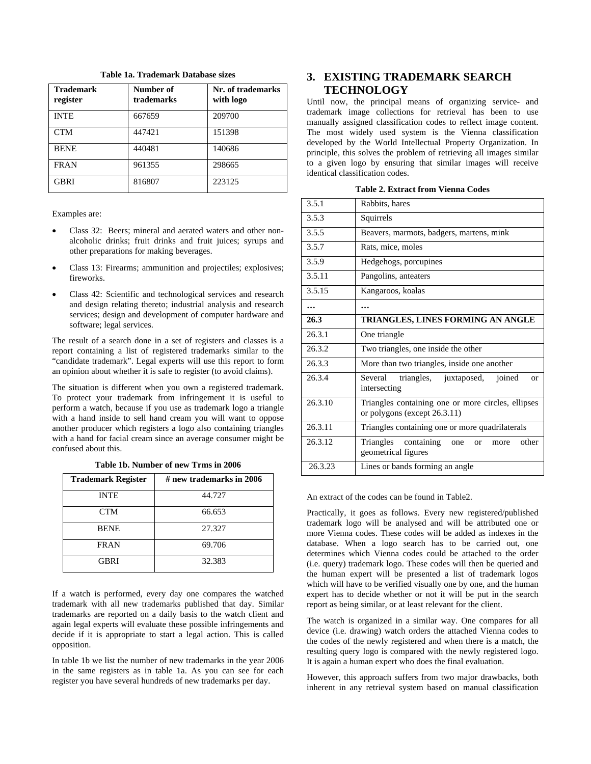**Table 1a. Trademark Database sizes**

| Trademark register | Number of trademarks | Nr. of trademarks with logo |
|---|---|---|
| INTE | 667659 | 209700 |
| CTM | 447421 | 151398 |
| BENE | 440481 | 140686 |
| FRAN | 961355 | 298665 |
| GBRI | 816807 | 223125 |

Examples are:

- Class 32: Beers; mineral and aerated waters and other non-alcoholic drinks; fruit drinks and fruit juices; syrups and other preparations for making beverages.
- Class 13: Firearms; ammunition and projectiles; explosives; fireworks.
- Class 42: Scientific and technological services and research and design relating thereto; industrial analysis and research services; design and development of computer hardware and software; legal services.

The result of a search done in a set of registers and classes is a report containing a list of registered trademarks similar to the "candidate trademark". Legal experts will use this report to form an opinion about whether it is safe to register (to avoid claims).

The situation is different when you own a registered trademark. To protect your trademark from infringement it is useful to perform a watch, because if you use as trademark logo a triangle with a hand inside to sell hand cream you will want to oppose another producer which registers a logo also containing triangles with a hand for facial cream since an average consumer might be confused about this.

**Table 1b. Number of new Trms in 2006**

| Trademark Register | # new trademarks in 2006 |
|---|---|
| INTE | 44.727 |
| CTM | 66.653 |
| BENE | 27.327 |
| FRAN | 69.706 |
| GBRI | 32.383 |

If a watch is performed, every day one compares the watched trademark with all new trademarks published that day. Similar trademarks are reported on a daily basis to the watch client and again legal experts will evaluate these possible infringements and decide if it is appropriate to start a legal action. This is called opposition.

In table 1b we list the number of new trademarks in the year 2006 in the same registers as in table 1a. As you can see for each register you have several hundreds of new trademarks per day.

## 3. EXISTING TRADEMARK SEARCH TECHNOLOGY

Until now, the principal means of organizing service- and trademark image collections for retrieval has been to use manually assigned classification codes to reflect image content. The most widely used system is the Vienna classification developed by the World Intellectual Property Organization. In principle, this solves the problem of retrieving all images similar to a given logo by ensuring that similar images will receive identical classification codes.

**Table 2. Extract from Vienna Codes**

| | |
|---|---|
| 3.5.1 | Rabbits, hares |
| 3.5.3 | Squirrels |
| 3.5.5 | Beavers, marmots, badgers, martens, mink |
| 3.5.7 | Rats, mice, moles |
| 3.5.9 | Hedgehogs, porcupines |
| 3.5.11 | Pangolins, anteaters |
| 3.5.15 | Kangaroos, koalas |
| **…** | **…** |
| **26.3** | **TRIANGLES, LINES FORMING AN ANGLE** |
| 26.3.1 | One triangle |
| 26.3.2 | Two triangles, one inside the other |
| 26.3.3 | More than two triangles, inside one another |
| 26.3.4 | Several triangles, juxtaposed, joined or intersecting |
| 26.3.10 | Triangles containing one or more circles, ellipses or polygons (except 26.3.11) |
| 26.3.11 | Triangles containing one or more quadrilaterals |
| 26.3.12 | Triangles containing one or more other geometrical figures |
| 26.3.23 | Lines or bands forming an angle |

An extract of the codes can be found in Table2.

Practically, it goes as follows. Every new registered/published trademark logo will be analysed and will be attributed one or more Vienna codes. These codes will be added as indexes in the database. When a logo search has to be carried out, one determines which Vienna codes could be attached to the order (i.e. query) trademark logo. These codes will then be queried and the human expert will be presented a list of trademark logos which will have to be verified visually one by one, and the human expert has to decide whether or not it will be put in the search report as being similar, or at least relevant for the client.

The watch is organized in a similar way. One compares for all device (i.e. drawing) watch orders the attached Vienna codes to the codes of the newly registered and when there is a match, the resulting query logo is compared with the newly registered logo. It is again a human expert who does the final evaluation.

However, this approach suffers from two major drawbacks, both inherent in any retrieval system based on manual classification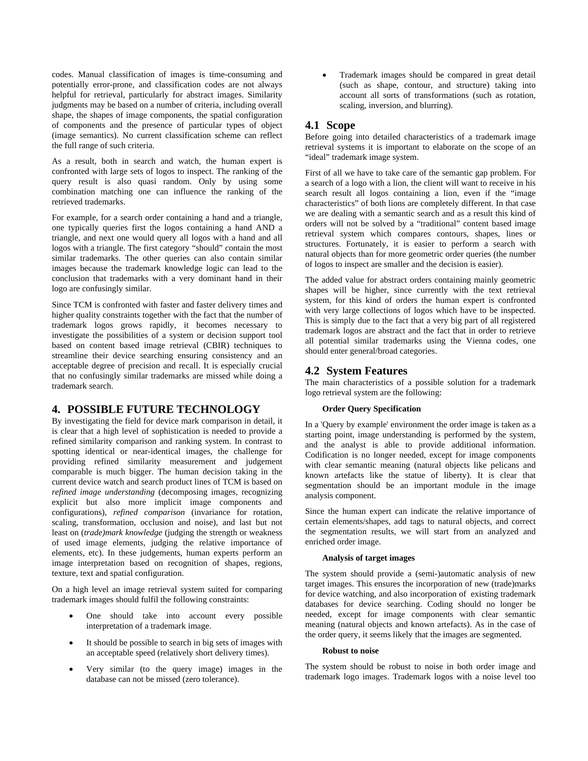codes. Manual classification of images is time-consuming and potentially error-prone, and classification codes are not always helpful for retrieval, particularly for abstract images. Similarity judgments may be based on a number of criteria, including overall shape, the shapes of image components, the spatial configuration of components and the presence of particular types of object (image semantics). No current classification scheme can reflect the full range of such criteria.

As a result, both in search and watch, the human expert is confronted with large sets of logos to inspect. The ranking of the query result is also quasi random. Only by using some combination matching one can influence the ranking of the retrieved trademarks.

For example, for a search order containing a hand and a triangle, one typically queries first the logos containing a hand AND a triangle, and next one would query all logos with a hand and all logos with a triangle. The first category "should" contain the most similar trademarks. The other queries can also contain similar images because the trademark knowledge logic can lead to the conclusion that trademarks with a very dominant hand in their logo are confusingly similar.

Since TCM is confronted with faster and faster delivery times and higher quality constraints together with the fact that the number of trademark logos grows rapidly, it becomes necessary to investigate the possibilities of a system or decision support tool based on content based image retrieval (CBIR) techniques to streamline their device searching ensuring consistency and an acceptable degree of precision and recall. It is especially crucial that no confusingly similar trademarks are missed while doing a trademark search.

## 4. POSSIBLE FUTURE TECHNOLOGY

By investigating the field for device mark comparison in detail, it is clear that a high level of sophistication is needed to provide a refined similarity comparison and ranking system. In contrast to spotting identical or near-identical images, the challenge for providing refined similarity measurement and judgement comparable is much bigger. The human decision taking in the current device watch and search product lines of TCM is based on *refined image understanding* (decomposing images, recognizing explicit but also more implicit image components and configurations), *refined comparison* (invariance for rotation, scaling, transformation, occlusion and noise), and last but not least on (*trade)mark knowledge* (judging the strength or weakness of used image elements, judging the relative importance of elements, etc). In these judgements, human experts perform an image interpretation based on recognition of shapes, regions, texture, text and spatial configuration.

On a high level an image retrieval system suited for comparing trademark images should fulfil the following constraints:

- One should take into account every possible interpretation of a trademark image.
- It should be possible to search in big sets of images with an acceptable speed (relatively short delivery times).
- Very similar (to the query image) images in the database can not be missed (zero tolerance).
- Trademark images should be compared in great detail (such as shape, contour, and structure) taking into account all sorts of transformations (such as rotation, scaling, inversion, and blurring).

### 4.1 Scope

Before going into detailed characteristics of a trademark image retrieval systems it is important to elaborate on the scope of an "ideal" trademark image system.

First of all we have to take care of the semantic gap problem. For a search of a logo with a lion, the client will want to receive in his search result all logos containing a lion, even if the "image characteristics" of both lions are completely different. In that case we are dealing with a semantic search and as a result this kind of orders will not be solved by a "traditional" content based image retrieval system which compares contours, shapes, lines or structures. Fortunately, it is easier to perform a search with natural objects than for more geometric order queries (the number of logos to inspect are smaller and the decision is easier).

The added value for abstract orders containing mainly geometric shapes will be higher, since currently with the text retrieval system, for this kind of orders the human expert is confronted with very large collections of logos which have to be inspected. This is simply due to the fact that a very big part of all registered trademark logos are abstract and the fact that in order to retrieve all potential similar trademarks using the Vienna codes, one should enter general/broad categories.

### 4.2 System Features

The main characteristics of a possible solution for a trademark logo retrieval system are the following:

**Order Query Specification**

In a 'Query by example' environment the order image is taken as a starting point, image understanding is performed by the system, and the analyst is able to provide additional information. Codification is no longer needed, except for image components with clear semantic meaning (natural objects like pelicans and known artefacts like the statue of liberty). It is clear that segmentation should be an important module in the image analysis component.

Since the human expert can indicate the relative importance of certain elements/shapes, add tags to natural objects, and correct the segmentation results, we will start from an analyzed and enriched order image.

**Analysis of target images**

The system should provide a (semi-)automatic analysis of new target images. This ensures the incorporation of new (trade)marks for device watching, and also incorporation of existing trademark databases for device searching. Coding should no longer be needed, except for image components with clear semantic meaning (natural objects and known artefacts). As in the case of the order query, it seems likely that the images are segmented.

**Robust to noise**

The system should be robust to noise in both order image and trademark logo images. Trademark logos with a noise level too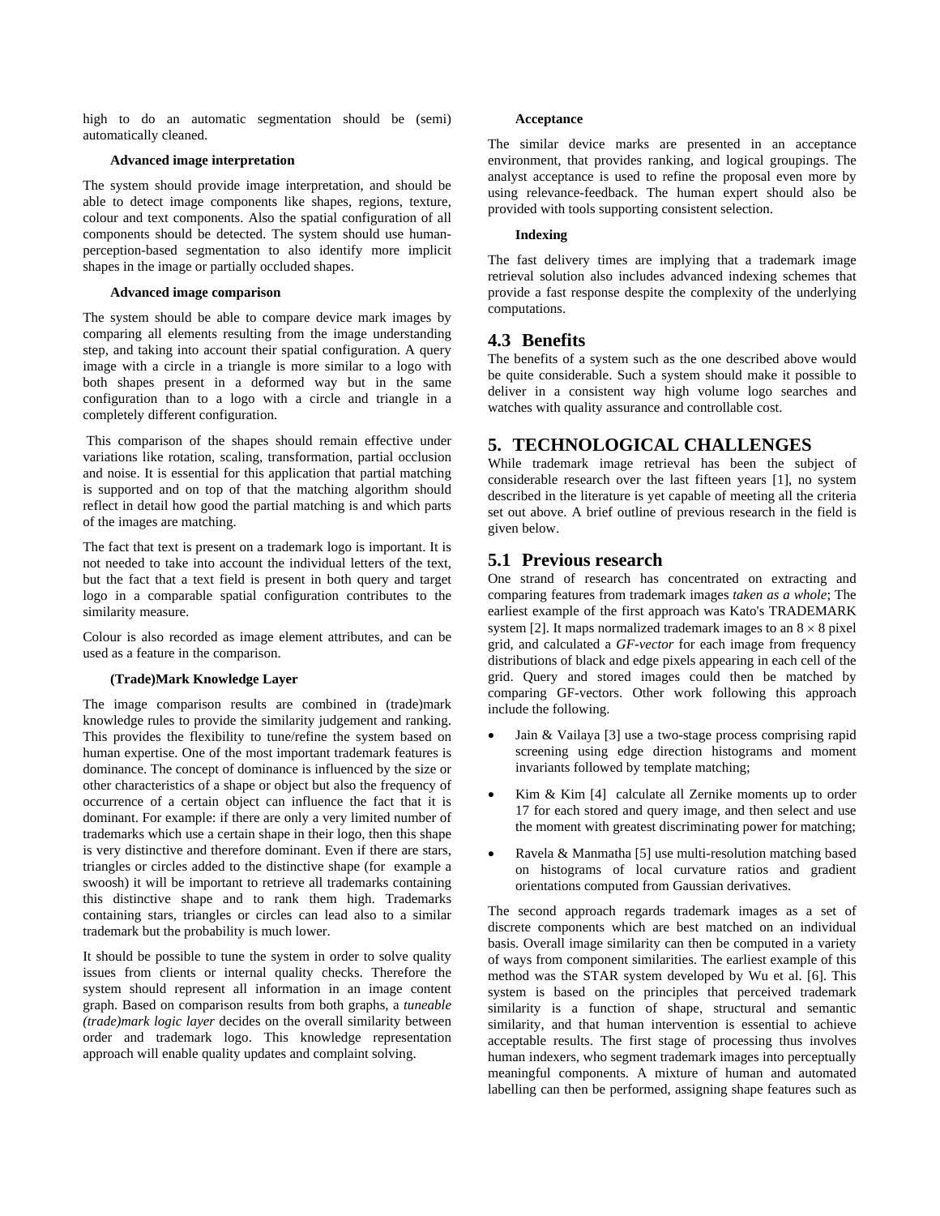high to do an automatic segmentation should be (semi) automatically cleaned.

#### Advanced image interpretation

The system should provide image interpretation, and should be able to detect image components like shapes, regions, texture, colour and text components. Also the spatial configuration of all components should be detected. The system should use human-perception-based segmentation to also identify more implicit shapes in the image or partially occluded shapes.

#### Advanced image comparison

The system should be able to compare device mark images by comparing all elements resulting from the image understanding step, and taking into account their spatial configuration. A query image with a circle in a triangle is more similar to a logo with both shapes present in a deformed way but in the same configuration than to a logo with a circle and triangle in a completely different configuration.

This comparison of the shapes should remain effective under variations like rotation, scaling, transformation, partial occlusion and noise. It is essential for this application that partial matching is supported and on top of that the matching algorithm should reflect in detail how good the partial matching is and which parts of the images are matching.

The fact that text is present on a trademark logo is important. It is not needed to take into account the individual letters of the text, but the fact that a text field is present in both query and target logo in a comparable spatial configuration contributes to the similarity measure.

Colour is also recorded as image element attributes, and can be used as a feature in the comparison.

#### (Trade)Mark Knowledge Layer

The image comparison results are combined in (trade)mark knowledge rules to provide the similarity judgement and ranking. This provides the flexibility to tune/refine the system based on human expertise. One of the most important trademark features is dominance. The concept of dominance is influenced by the size or other characteristics of a shape or object but also the frequency of occurrence of a certain object can influence the fact that it is dominant. For example: if there are only a very limited number of trademarks which use a certain shape in their logo, then this shape is very distinctive and therefore dominant. Even if there are stars, triangles or circles added to the distinctive shape (for example a swoosh) it will be important to retrieve all trademarks containing this distinctive shape and to rank them high. Trademarks containing stars, triangles or circles can lead also to a similar trademark but the probability is much lower.

It should be possible to tune the system in order to solve quality issues from clients or internal quality checks. Therefore the system should represent all information in an image content graph. Based on comparison results from both graphs, a *tuneable (trade)mark logic layer* decides on the overall similarity between order and trademark logo. This knowledge representation approach will enable quality updates and complaint solving.

#### Acceptance

The similar device marks are presented in an acceptance environment, that provides ranking, and logical groupings. The analyst acceptance is used to refine the proposal even more by using relevance-feedback. The human expert should also be provided with tools supporting consistent selection.

#### Indexing

The fast delivery times are implying that a trademark image retrieval solution also includes advanced indexing schemes that provide a fast response despite the complexity of the underlying computations.

## 4.3 Benefits

The benefits of a system such as the one described above would be quite considerable. Such a system should make it possible to deliver in a consistent way high volume logo searches and watches with quality assurance and controllable cost.

# 5. TECHNOLOGICAL CHALLENGES

While trademark image retrieval has been the subject of considerable research over the last fifteen years [1], no system described in the literature is yet capable of meeting all the criteria set out above. A brief outline of previous research in the field is given below.

## 5.1 Previous research

One strand of research has concentrated on extracting and comparing features from trademark images *taken as a whole*; The earliest example of the first approach was Kato's TRADEMARK system [2]. It maps normalized trademark images to an $8 \times 8$ pixel grid, and calculated a *GF-vector* for each image from frequency distributions of black and edge pixels appearing in each cell of the grid. Query and stored images could then be matched by comparing GF-vectors. Other work following this approach include the following.

- Jain & Vailaya [3] use a two-stage process comprising rapid screening using edge direction histograms and moment invariants followed by template matching;
- Kim & Kim [4] calculate all Zernike moments up to order 17 for each stored and query image, and then select and use the moment with greatest discriminating power for matching;
- Ravela & Manmatha [5] use multi-resolution matching based on histograms of local curvature ratios and gradient orientations computed from Gaussian derivatives.

The second approach regards trademark images as a set of discrete components which are best matched on an individual basis. Overall image similarity can then be computed in a variety of ways from component similarities. The earliest example of this method was the STAR system developed by Wu et al. [6]. This system is based on the principles that perceived trademark similarity is a function of shape, structural and semantic similarity, and that human intervention is essential to achieve acceptable results. The first stage of processing thus involves human indexers, who segment trademark images into perceptually meaningful components. A mixture of human and automated labelling can then be performed, assigning shape features such as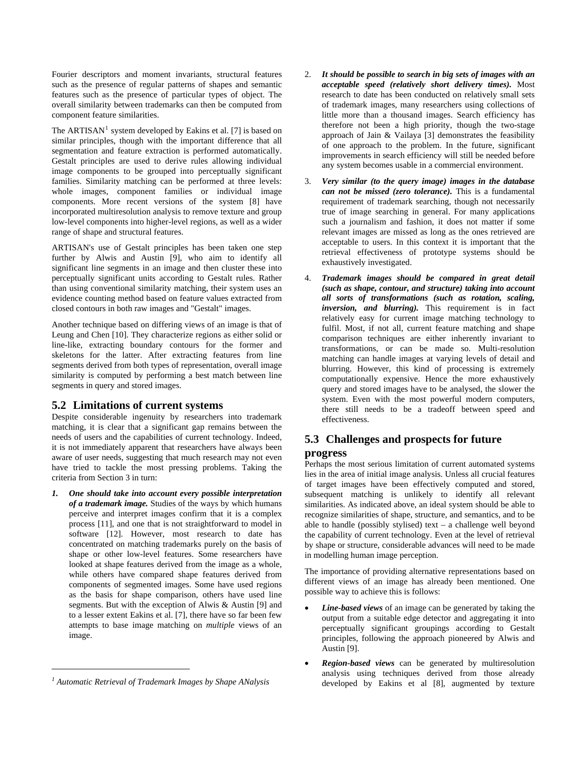Fourier descriptors and moment invariants, structural features such as the presence of regular patterns of shapes and semantic features such as the presence of particular types of object. The overall similarity between trademarks can then be computed from component feature similarities.

The ARTISAN[1] system developed by Eakins et al. [7] is based on similar principles, though with the important difference that all segmentation and feature extraction is performed automatically. Gestalt principles are used to derive rules allowing individual image components to be grouped into perceptually significant families. Similarity matching can be performed at three levels: whole images, component families or individual image components. More recent versions of the system [8] have incorporated multiresolution analysis to remove texture and group low-level components into higher-level regions, as well as a wider range of shape and structural features.

ARTISAN's use of Gestalt principles has been taken one step further by Alwis and Austin [9], who aim to identify all significant line segments in an image and then cluster these into perceptually significant units according to Gestalt rules. Rather than using conventional similarity matching, their system uses an evidence counting method based on feature values extracted from closed contours in both raw images and "Gestalt" images.

Another technique based on differing views of an image is that of Leung and Chen [10]. They characterize regions as either solid or line-like, extracting boundary contours for the former and skeletons for the latter. After extracting features from line segments derived from both types of representation, overall image similarity is computed by performing a best match between line segments in query and stored images.

## 5.2 Limitations of current systems

Despite considerable ingenuity by researchers into trademark matching, it is clear that a significant gap remains between the needs of users and the capabilities of current technology. Indeed, it is not immediately apparent that researchers have always been aware of user needs, suggesting that much research may not even have tried to tackle the most pressing problems. Taking the criteria from Section 3 in turn:

1. ***One should take into account every possible interpretation of a trademark image.*** Studies of the ways by which humans perceive and interpret images confirm that it is a complex process [11], and one that is not straightforward to model in software [12]. However, most research to date has concentrated on matching trademarks purely on the basis of shape or other low-level features. Some researchers have looked at shape features derived from the image as a whole, while others have compared shape features derived from components of segmented images. Some have used regions as the basis for shape comparison, others have used line segments. But with the exception of Alwis & Austin [9] and to a lesser extent Eakins et al. [7], there have so far been few attempts to base image matching on *multiple* views of an image.
2. ***It should be possible to search in big sets of images with an acceptable speed (relatively short delivery times).*** Most research to date has been conducted on relatively small sets of trademark images, many researchers using collections of little more than a thousand images. Search efficiency has therefore not been a high priority, though the two-stage approach of Jain & Vailaya [3] demonstrates the feasibility of one approach to the problem. In the future, significant improvements in search efficiency will still be needed before any system becomes usable in a commercial environment.
3. ***Very similar (to the query image) images in the database can not be missed (zero tolerance).*** This is a fundamental requirement of trademark searching, though not necessarily true of image searching in general. For many applications such a journalism and fashion, it does not matter if some relevant images are missed as long as the ones retrieved are acceptable to users. In this context it is important that the retrieval effectiveness of prototype systems should be exhaustively investigated.
4. ***Trademark images should be compared in great detail (such as shape, contour, and structure) taking into account all sorts of transformations (such as rotation, scaling, inversion, and blurring).*** This requirement is in fact relatively easy for current image matching technology to fulfil. Most, if not all, current feature matching and shape comparison techniques are either inherently invariant to transformations, or can be made so. Multi-resolution matching can handle images at varying levels of detail and blurring. However, this kind of processing is extremely computationally expensive. Hence the more exhaustively query and stored images have to be analysed, the slower the system. Even with the most powerful modern computers, there still needs to be a tradeoff between speed and effectiveness.

## 5.3 Challenges and prospects for future progress

Perhaps the most serious limitation of current automated systems lies in the area of initial image analysis. Unless all crucial features of target images have been effectively computed and stored, subsequent matching is unlikely to identify all relevant similarities. As indicated above, an ideal system should be able to recognize similarities of shape, structure, and semantics, and to be able to handle (possibly stylised) text – a challenge well beyond the capability of current technology. Even at the level of retrieval by shape or structure, considerable advances will need to be made in modelling human image perception.

The importance of providing alternative representations based on different views of an image has already been mentioned. One possible way to achieve this is follows:

- ***Line-based views*** of an image can be generated by taking the output from a suitable edge detector and aggregating it into perceptually significant groupings according to Gestalt principles, following the approach pioneered by Alwis and Austin [9].
- ***Region-based views*** can be generated by multiresolution analysis using techniques derived from those already developed by Eakins et al [8], augmented by texture

[1] *Automatic Retrieval of Trademark Images by Shape ANalysis*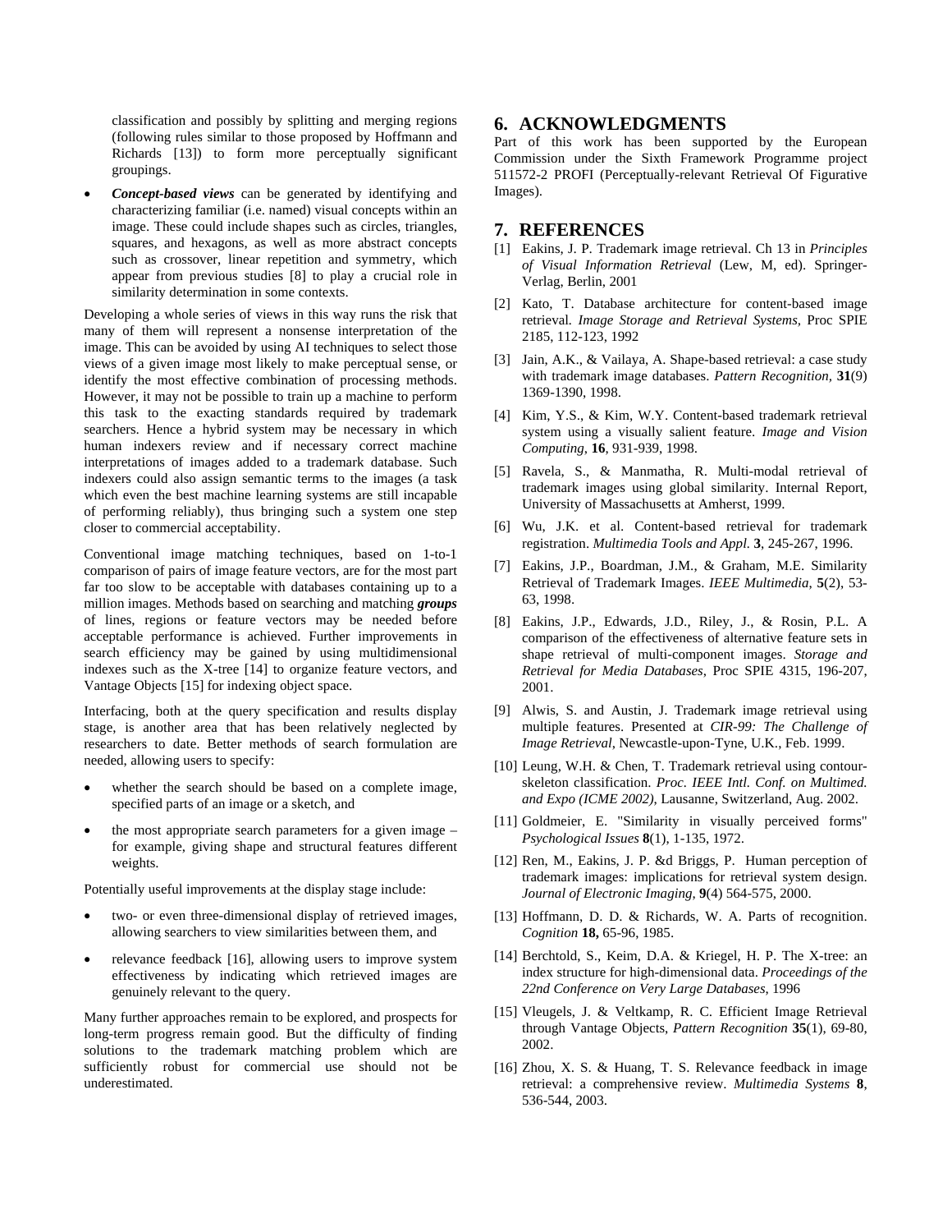classification and possibly by splitting and merging regions (following rules similar to those proposed by Hoffmann and Richards [13]) to form more perceptually significant groupings.

- ***Concept-based views*** can be generated by identifying and characterizing familiar (i.e. named) visual concepts within an image. These could include shapes such as circles, triangles, squares, and hexagons, as well as more abstract concepts such as crossover, linear repetition and symmetry, which appear from previous studies [8] to play a crucial role in similarity determination in some contexts.

Developing a whole series of views in this way runs the risk that many of them will represent a nonsense interpretation of the image. This can be avoided by using AI techniques to select those views of a given image most likely to make perceptual sense, or identify the most effective combination of processing methods. However, it may not be possible to train up a machine to perform this task to the exacting standards required by trademark searchers. Hence a hybrid system may be necessary in which human indexers review and if necessary correct machine interpretations of images added to a trademark database. Such indexers could also assign semantic terms to the images (a task which even the best machine learning systems are still incapable of performing reliably), thus bringing such a system one step closer to commercial acceptability.

Conventional image matching techniques, based on 1-to-1 comparison of pairs of image feature vectors, are for the most part far too slow to be acceptable with databases containing up to a million images. Methods based on searching and matching ***groups*** of lines, regions or feature vectors may be needed before acceptable performance is achieved. Further improvements in search efficiency may be gained by using multidimensional indexes such as the X-tree [14] to organize feature vectors, and Vantage Objects [15] for indexing object space.

Interfacing, both at the query specification and results display stage, is another area that has been relatively neglected by researchers to date. Better methods of search formulation are needed, allowing users to specify:

- whether the search should be based on a complete image, specified parts of an image or a sketch, and
- the most appropriate search parameters for a given image – for example, giving shape and structural features different weights.

Potentially useful improvements at the display stage include:

- two- or even three-dimensional display of retrieved images, allowing searchers to view similarities between them, and
- relevance feedback [16], allowing users to improve system effectiveness by indicating which retrieved images are genuinely relevant to the query.

Many further approaches remain to be explored, and prospects for long-term progress remain good. But the difficulty of finding solutions to the trademark matching problem which are sufficiently robust for commercial use should not be underestimated.

## 6. ACKNOWLEDGMENTS

Part of this work has been supported by the European Commission under the Sixth Framework Programme project 511572-2 PROFI (Perceptually-relevant Retrieval Of Figurative Images).

## 7. REFERENCES

[1] Eakins, J. P. Trademark image retrieval. Ch 13 in *Principles of Visual Information Retrieval* (Lew, M, ed). Springer-Verlag, Berlin, 2001

[2] Kato, T. Database architecture for content-based image retrieval. *Image Storage and Retrieval Systems,* Proc SPIE 2185, 112-123, 1992

[3] Jain, A.K., & Vailaya, A. Shape-based retrieval: a case study with trademark image databases. *Pattern Recognition,* **31**(9) 1369-1390, 1998.

[4] Kim, Y.S., & Kim, W.Y. Content-based trademark retrieval system using a visually salient feature. *Image and Vision Computing,* **16**, 931-939, 1998.

[5] Ravela, S., & Manmatha, R. Multi-modal retrieval of trademark images using global similarity. Internal Report, University of Massachusetts at Amherst, 1999.

[6] Wu, J.K. et al. Content-based retrieval for trademark registration. *Multimedia Tools and Appl.* **3**, 245-267, 1996.

[7] Eakins, J.P., Boardman, J.M., & Graham, M.E. Similarity Retrieval of Trademark Images. *IEEE Multimedia,* **5**(2), 53-63, 1998.

[8] Eakins, J.P., Edwards, J.D., Riley, J., & Rosin, P.L. A comparison of the effectiveness of alternative feature sets in shape retrieval of multi-component images. *Storage and Retrieval for Media Databases,* Proc SPIE 4315, 196-207, 2001.

[9] Alwis, S. and Austin, J. Trademark image retrieval using multiple features. Presented at *CIR-99: The Challenge of Image Retrieval,* Newcastle-upon-Tyne, U.K., Feb. 1999.

[10] Leung, W.H. & Chen, T. Trademark retrieval using contour-skeleton classification. *Proc. IEEE Intl. Conf. on Multimed. and Expo (ICME 2002),* Lausanne, Switzerland, Aug. 2002.

[11] Goldmeier, E. "Similarity in visually perceived forms" *Psychological Issues* **8**(1), 1-135, 1972.

[12] Ren, M., Eakins, J. P. &d Briggs, P. Human perception of trademark images: implications for retrieval system design. *Journal of Electronic Imaging,* **9**(4) 564-575, 2000.

[13] Hoffmann, D. D. & Richards, W. A. Parts of recognition. *Cognition* **18,** 65-96, 1985.

[14] Berchtold, S., Keim, D.A. & Kriegel, H. P. The X-tree: an index structure for high-dimensional data. *Proceedings of the 22nd Conference on Very Large Databases,* 1996

[15] Vleugels, J. & Veltkamp, R. C. Efficient Image Retrieval through Vantage Objects, *Pattern Recognition* **35**(1), 69-80, 2002.

[16] Zhou, X. S. & Huang, T. S. Relevance feedback in image retrieval: a comprehensive review. *Multimedia Systems* **8**, 536-544, 2003.